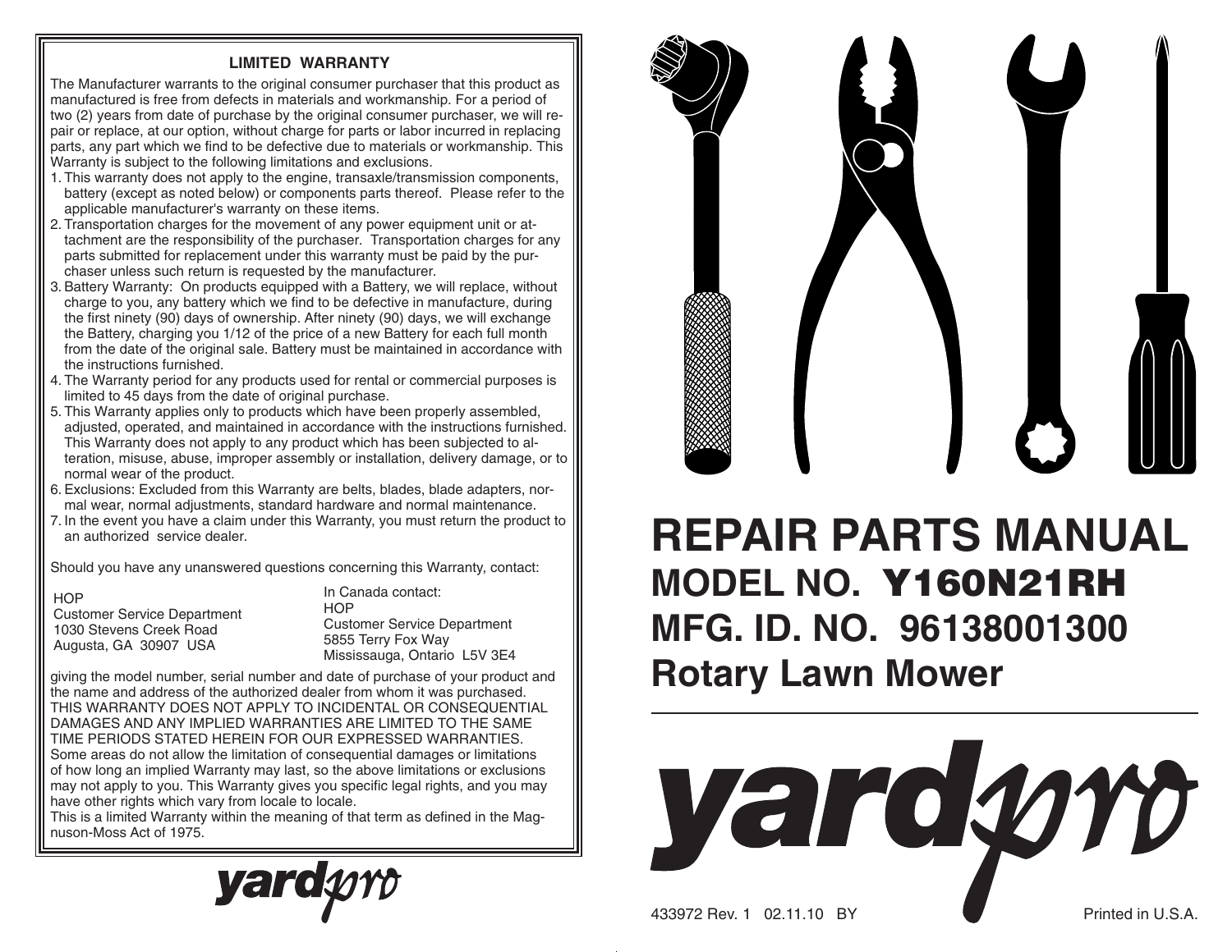## LIMITED WARRANTY

The Manufacturer warrants to the original consumer purchaser that this product as manufactured is free from defects in materials and workmanship. For a period of two (2) years from date of purchase by the original consumer purchaser, we will repair or replace, at our option, without charge for parts or labor incurred in replacing parts, any part which we find to be defective due to materials or workmanship. This Warranty is subject to the following limitations and exclusions.

1. This warranty does not apply to the engine, transaxle/transmission components, battery (except as noted below) or components parts thereof. Please refer to the applicable manufacturer's warranty on these items.
2. Transportation charges for the movement of any power equipment unit or attachment are the responsibility of the purchaser. Transportation charges for any parts submitted for replacement under this warranty must be paid by the purchaser unless such return is requested by the manufacturer.
3. Battery Warranty: On products equipped with a Battery, we will replace, without charge to you, any battery which we find to be defective in manufacture, during the first ninety (90) days of ownership. After ninety (90) days, we will exchange the Battery, charging you 1/12 of the price of a new Battery for each full month from the date of the original sale. Battery must be maintained in accordance with the instructions furnished.
4. The Warranty period for any products used for rental or commercial purposes is limited to 45 days from the date of original purchase.
5. This Warranty applies only to products which have been properly assembled, adjusted, operated, and maintained in accordance with the instructions furnished. This Warranty does not apply to any product which has been subjected to alteration, misuse, abuse, improper assembly or installation, delivery damage, or to normal wear of the product.
6. Exclusions: Excluded from this Warranty are belts, blades, blade adapters, normal wear, normal adjustments, standard hardware and normal maintenance.
7. In the event you have a claim under this Warranty, you must return the product to an authorized service dealer.

Should you have any unanswered questions concerning this Warranty, contact:

HOP
Customer Service Department
1030 Stevens Creek Road
Augusta, GA 30907 USA

In Canada contact:
HOP
Customer Service Department
5855 Terry Fox Way
Mississauga, Ontario L5V 3E4

giving the model number, serial number and date of purchase of your product and the name and address of the authorized dealer from whom it was purchased.
THIS WARRANTY DOES NOT APPLY TO INCIDENTAL OR CONSEQUENTIAL DAMAGES AND ANY IMPLIED WARRANTIES ARE LIMITED TO THE SAME TIME PERIODS STATED HEREIN FOR OUR EXPRESSED WARRANTIES.
Some areas do not allow the limitation of consequential damages or limitations of how long an implied Warranty may last, so the above limitations or exclusions may not apply to you. This Warranty gives you specific legal rights, and you may have other rights which vary from locale to locale.
This is a limited Warranty within the meaning of that term as defined in the Magnuson-Moss Act of 1975.

yardpro

# REPAIR PARTS MANUAL

## MODEL NO. Y160N21RH

## MFG. ID. NO. 96138001300

## Rotary Lawn Mower

yardpro

433972 Rev. 1 02.11.10 BY

Printed in U.S.A.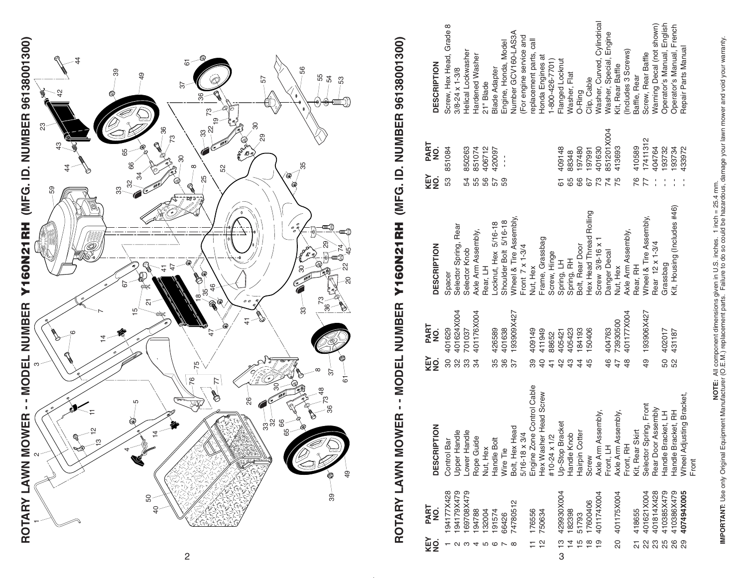# ROTARY LAWN MOWER - - MODEL NUMBER Y160N21RH (MFG. ID. NUMBER 96138001300)

1 2 3 4 5 6 7 8 11 12 13 14 15 18 19 20 21 22 23 25 26 29 30 32 33 34 35 36 37 39 40 41 42 43 44 45 46 47 48 49 50 52 53 54 55 56 57 59 61 65 66 67 73 74 75 76 77

# ROTARY LAWN MOWER - - MODEL NUMBER Y160N21RH (MFG. ID. NUMBER 96138001300)

| KEY NO. | PART NO. | DESCRIPTION |
|---|---|---|
| 1 | 194177X428 | Control Bar |
| 2 | 194179X479 | Upper Handle |
| 3 | 169708X479 | Lower Handle |
| 4 | 194788 | Rope Guide |
| 5 | 132004 | Nut, Hex |
| 6 | 191574 | Handle Bolt |
| 7 | 66426 | Wire Tie |
| 8 | 74780512 | Bolt, Hex Head 5/16-18 x 3/4 |
| 11 | 176556 | Engine Zone Control Cable |
| 12 | 750634 | Hex Washer Head Screw #10-24 x 1/2 |
| 13 | 429930X004 | Up-Stop Bracket |
| 14 | 182398 | Handle Knob |
| 15 | 51793 | Hairpin Cotter |
| 18 | 17600406 | Screw |
| 19 | 401174X004 | Axle Arm Assembly, Front, LH |
| 20 | 401175X004 | Axle Arm Assembly, Front, RH |
| 21 | 418655 | Kit, Rear Skirt |
| 22 | 401621X004 | Selector Spring, Front |
| 23 | 401814X428 | Rear Door Assembly |
| 25 | 410385X479 | Handle Bracket, LH |
| 26 | 410386X479 | Handle Bracket, RH |
| 29 | **407494X005** | Wheel Adjusting Bracket, Front |
| 30 | 401629 | Spacer |
| 32 | 401624X004 | Selector Spring, Rear |
| 33 | 701037 | Selector Knob |
| 34 | 401176X004 | Axle Arm Assembly, Rear, LH |
| 35 | 426589 | Locknut, Hex 5/16-18 |
| 36 | 401638 | Shoulder Bolt 5/16-18 |
| 37 | 193909X427 | Wheel & Tire Assembly, Front 7 x 1-3/4 |
| 39 | 409149 | Nut, Hex |
| 40 | 411949 | Frame, Grassbag |
| 41 | 88652 | Screw, Hinge |
| 42 | 405421 | Spring, LH |
| 43 | 405423 | Spring, RH |
| 44 | 184193 | Bolt, Rear Door |
| 45 | 150406 | Hex Head Thread Rolling Screw 3/8-16 x 1 |
| 46 | 404763 | Danger Decal |
| 47 | 73930500 | Nut, Hex |
| 48 | 401177X004 | Axle Arm Assembly, Rear, RH |
| 49 | 193906X427 | Wheel & Tire Assembly, Rear 12 x 1-3/4 |
| 50 | 402017 | Grassbag |
| 52 | 431187 | Kit, Housing (Includes #46) |
| 53 | 851084 | Screw, Hex Head, Grade 8 3/8-24 x 1-3/8 |
| 54 | 850263 | Helical Lockwasher |
| 55 | 851074 | Hardened Washer |
| 56 | 406712 | 21" Blade |
| 57 | 420097 | Blade Adapter |
| 59 | - - - | Engine, Honda, Model Number GCV160-LAS3A (For engine service and replacement parts, call Honda Engines at 1-800-426-7701) |
| 61 | 409148 | Flanged Locknut |
| 65 | 88348 | Washer, Flat |
| 66 | 197480 | O-Ring |
| 67 | 197991 | Clip, Cable |
| 73 | 401630 | Washer, Curved, Cylindrical |
| 74 | 851201X004 | Washer, Special, Engine |
| 75 | 413693 | Kit, Rear Baffle (Includes 3 Screws) |
| 76 | 410589 | Baffle, Rear |
| 77 | 17411312 | Screw, Rear Baffle |
| - - | 404764 | Warning Decal (not shown) |
| - - | 193732 | Operator's Manual, English |
| - - | 193734 | Operator's Manual, French |
| - - | 433972 | Repair Parts Manual |

**NOTE:** All component dimensions given in U.S. inches. 1 inch = 25.4 mm.

**IMPORTANT:** Use only Original Equipment Manufacturer (O.E.M.) replacement parts. Failure to do so could be hazardous, damage your lawn mower and void your warranty.